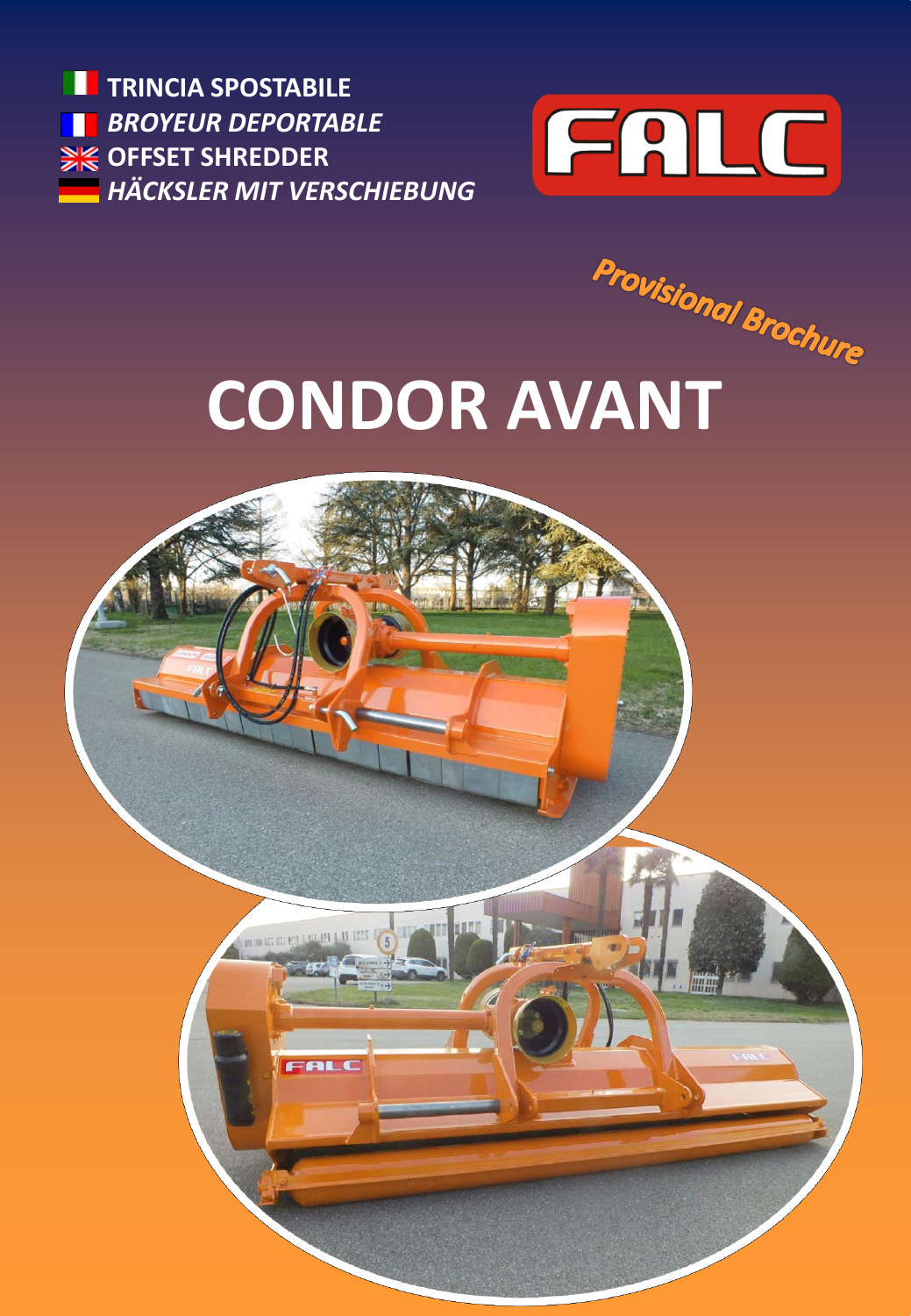**TRINCIA SPOSTABILE**

***BROYEUR DEPORTABLE***

**OFFSET SHREDDER**

***HÄCKSLER MIT VERSCHIEBUNG***

FALC

*Provisional Brochure*

# CONDOR AVANT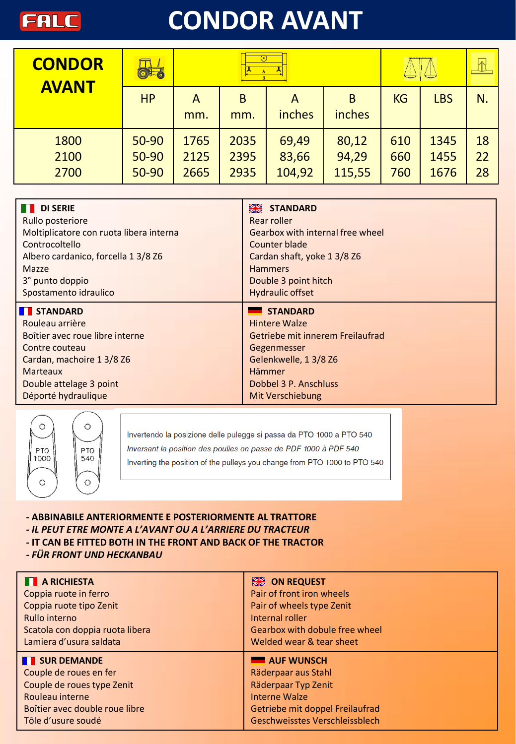# CONDOR AVANT

| CONDOR AVANT | HP | A mm. | B mm. | A inches | B inches | KG | LBS | N. |
|---|---|---|---|---|---|---|---|---|
| 1800 | 50-90 | 1765 | 2035 | 69,49 | 80,12 | 610 | 1345 | 18 |
| 2100 | 50-90 | 2125 | 2395 | 83,66 | 94,29 | 660 | 1455 | 22 |
| 2700 | 50-90 | 2665 | 2935 | 104,92 | 115,55 | 760 | 1676 | 28 |

| | |
|---|---|
| **DI SERIE**<br>Rullo posteriore<br>Moltiplicatore con ruota libera interna<br>Controcoltello<br>Albero cardanico, forcella 1 3/8 Z6<br>Mazze<br>3° punto doppio<br>Spostamento idraulico | **STANDARD**<br>Rear roller<br>Gearbox with internal free wheel<br>Counter blade<br>Cardan shaft, yoke 1 3/8 Z6<br>Hammers<br>Double 3 point hitch<br>Hydraulic offset |
| **STANDARD**<br>Rouleau arrière<br>Boîtier avec roue libre interne<br>Contre couteau<br>Cardan, machoire 1 3/8 Z6<br>Marteaux<br>Double attelage 3 point<br>Déporté hydraulique | **STANDARD**<br>Hintere Walze<br>Getriebe mit innerem Freilaufrad<br>Gegenmesser<br>Gelenkwelle, 1 3/8 Z6<br>Hämmer<br>Dobbel 3 P. Anschluss<br>Mit Verschiebung |

PTO 1000
PTO 540

Invertendo la posizione delle pulegge si passa da PTO 1000 a PTO 540
*Inversant la position des poulies on passe de PDF 1000 à PDF 540*
Inverting the position of the pulleys you change from PTO 1000 to PTO 540

- **ABBINABILE ANTERIORMENTE E POSTERIORMENTE AL TRATTORE**
- ***IL PEUT ETRE MONTE A L'AVANT OU A L'ARRIERE DU TRACTEUR***
- **IT CAN BE FITTED BOTH IN THE FRONT AND BACK OF THE TRACTOR**
- ***FÜR FRONT UND HECKANBAU***

| | |
|---|---|
| **A RICHIESTA**<br>Coppia ruote in ferro<br>Coppia ruote tipo Zenit<br>Rullo interno<br>Scatola con doppia ruota libera<br>Lamiera d'usura saldata | **ON REQUEST**<br>Pair of front iron wheels<br>Pair of wheels type Zenit<br>Internal roller<br>Gearbox with dobule free wheel<br>Welded wear & tear sheet |
| **SUR DEMANDE**<br>Couple de roues en fer<br>Couple de roues type Zenit<br>Rouleau interne<br>Boîtier avec double roue libre<br>Tôle d'usure soudé | **AUF WUNSCH**<br>Räderpaar aus Stahl<br>Räderpaar Typ Zenit<br>Interne Walze<br>Getriebe mit doppel Freilaufrad<br>Geschweisstes Verschleissblech |